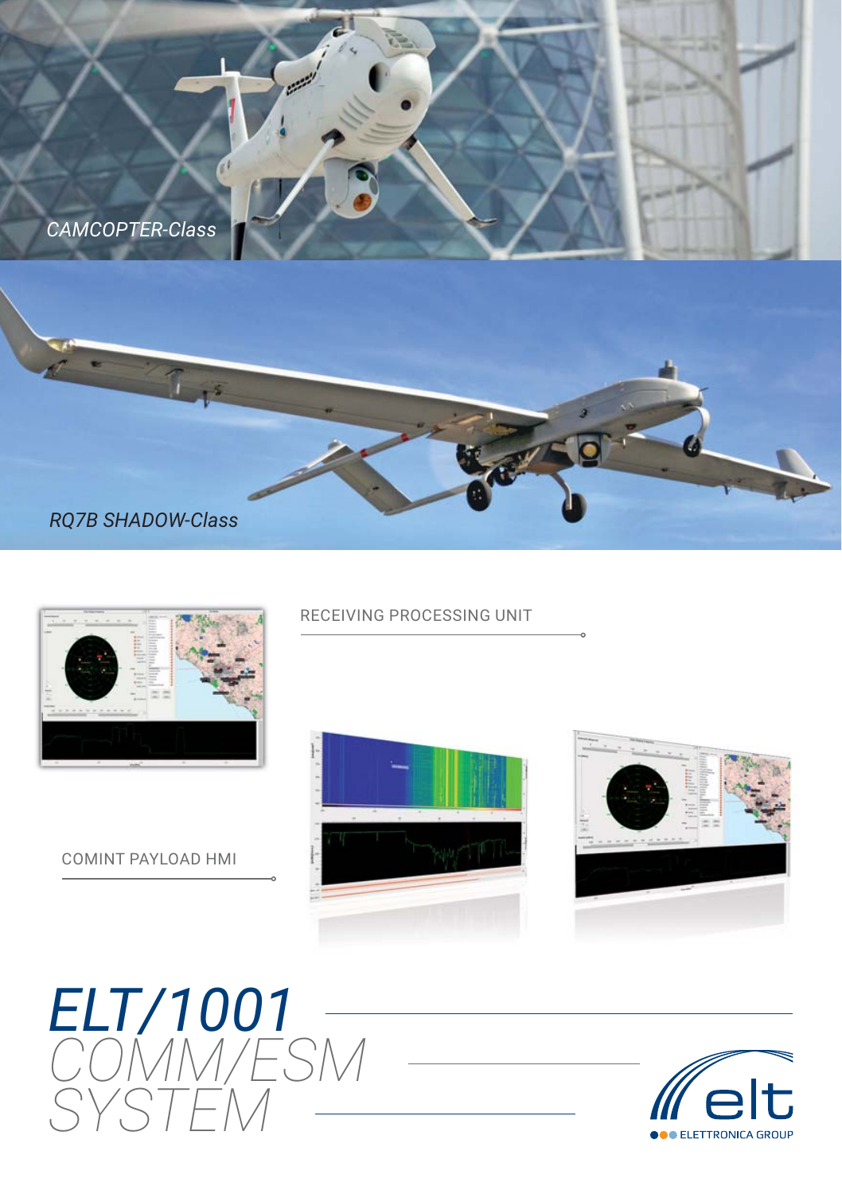*CAMCOPTER-Class*

*RQ7B SHADOW-Class*

RECEIVING PROCESSING UNIT

COMINT PAYLOAD HMI

# *ELT/1001*
# *COMM/ESM SYSTEM*

elt
ELETTRONICA GROUP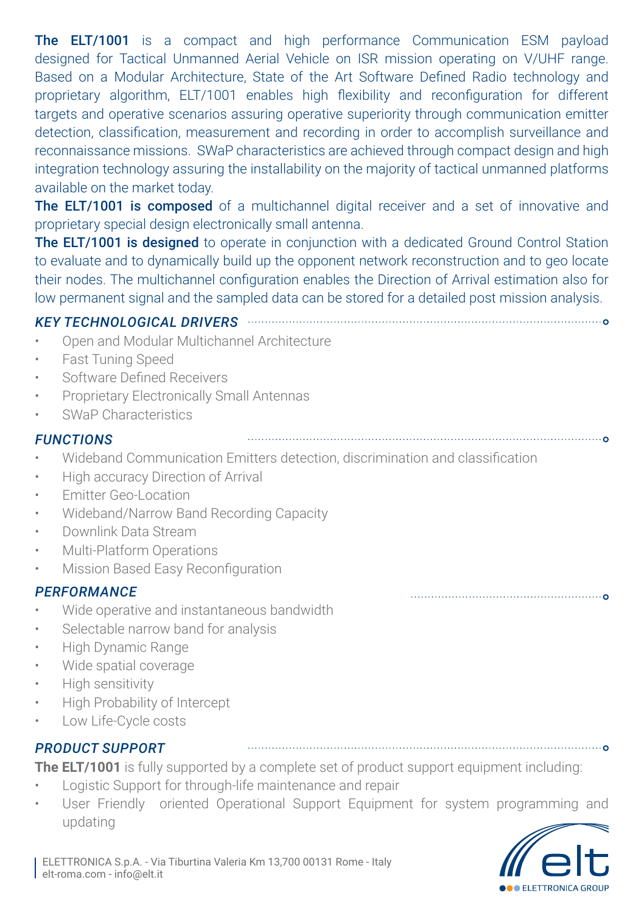**The ELT/1001** is a compact and high performance Communication ESM payload designed for Tactical Unmanned Aerial Vehicle on ISR mission operating on V/UHF range. Based on a Modular Architecture, State of the Art Software Defined Radio technology and proprietary algorithm, ELT/1001 enables high flexibility and reconfiguration for different targets and operative scenarios assuring operative superiority through communication emitter detection, classification, measurement and recording in order to accomplish surveillance and reconnaissance missions. SWaP characteristics are achieved through compact design and high integration technology assuring the installability on the majority of tactical unmanned platforms available on the market today.

**The ELT/1001 is composed** of a multichannel digital receiver and a set of innovative and proprietary special design electronically small antenna.

**The ELT/1001 is designed** to operate in conjunction with a dedicated Ground Control Station to evaluate and to dynamically build up the opponent network reconstruction and to geo locate their nodes. The multichannel configuration enables the Direction of Arrival estimation also for low permanent signal and the sampled data can be stored for a detailed post mission analysis.

## *KEY TECHNOLOGICAL DRIVERS*

- Open and Modular Multichannel Architecture
- Fast Tuning Speed
- Software Defined Receivers
- Proprietary Electronically Small Antennas
- SWaP Characteristics

## *FUNCTIONS*

- Wideband Communication Emitters detection, discrimination and classification
- High accuracy Direction of Arrival
- Emitter Geo-Location
- Wideband/Narrow Band Recording Capacity
- Downlink Data Stream
- Multi-Platform Operations
- Mission Based Easy Reconfiguration

## *PERFORMANCE*

- Wide operative and instantaneous bandwidth
- Selectable narrow band for analysis
- High Dynamic Range
- Wide spatial coverage
- High sensitivity
- High Probability of Intercept
- Low Life-Cycle costs

## *PRODUCT SUPPORT*

**The ELT/1001** is fully supported by a complete set of product support equipment including:

- Logistic Support for through-life maintenance and repair
- User Friendly oriented Operational Support Equipment for system programming and updating

ELETTRONICA S.p.A. - Via Tiburtina Valeria Km 13,700 00131 Rome - Italy
elt-roma.com - info@elt.it

elt
ELETTRONICA GROUP